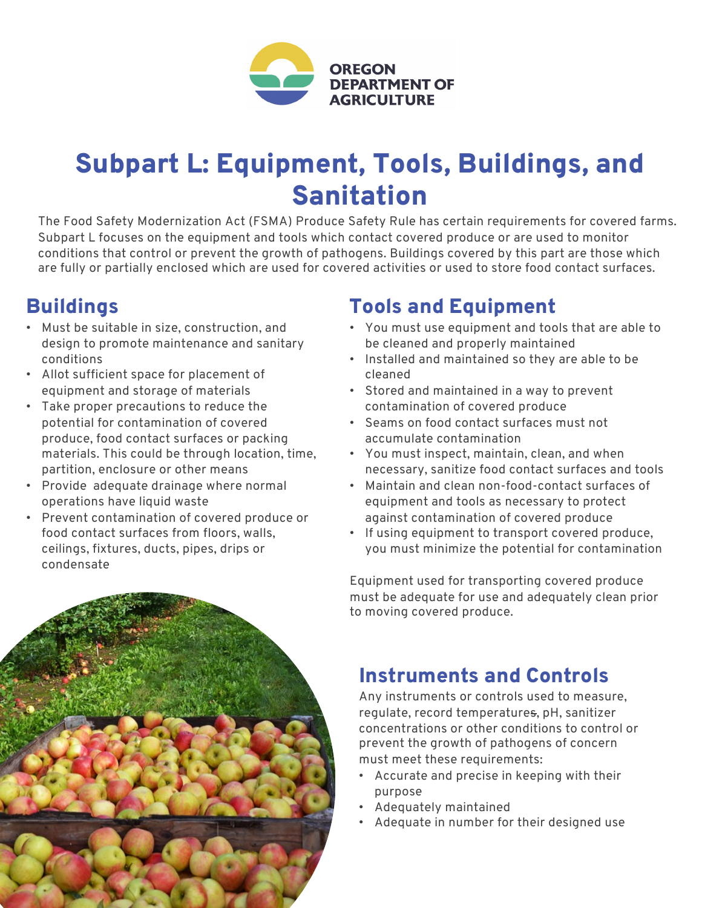OREGON DEPARTMENT OF AGRICULTURE

# Subpart L: Equipment, Tools, Buildings, and Sanitation

The Food Safety Modernization Act (FSMA) Produce Safety Rule has certain requirements for covered farms. Subpart L focuses on the equipment and tools which contact covered produce or are used to monitor conditions that control or prevent the growth of pathogens. Buildings covered by this part are those which are fully or partially enclosed which are used for covered activities or used to store food contact surfaces.

## Buildings

- Must be suitable in size, construction, and design to promote maintenance and sanitary conditions
- Allot sufficient space for placement of equipment and storage of materials
- Take proper precautions to reduce the potential for contamination of covered produce, food contact surfaces or packing materials. This could be through location, time, partition, enclosure or other means
- Provide adequate drainage where normal operations have liquid waste
- Prevent contamination of covered produce or food contact surfaces from floors, walls, ceilings, fixtures, ducts, pipes, drips or condensate

## Tools and Equipment

- You must use equipment and tools that are able to be cleaned and properly maintained
- Installed and maintained so they are able to be cleaned
- Stored and maintained in a way to prevent contamination of covered produce
- Seams on food contact surfaces must not accumulate contamination
- You must inspect, maintain, clean, and when necessary, sanitize food contact surfaces and tools
- Maintain and clean non-food-contact surfaces of equipment and tools as necessary to protect against contamination of covered produce
- If using equipment to transport covered produce, you must minimize the potential for contamination

Equipment used for transporting covered produce must be adequate for use and adequately clean prior to moving covered produce.

## Instruments and Controls

Any instruments or controls used to measure, regulate, record temperatures, pH, sanitizer concentrations or other conditions to control or prevent the growth of pathogens of concern must meet these requirements:

- Accurate and precise in keeping with their purpose
- Adequately maintained
- Adequate in number for their designed use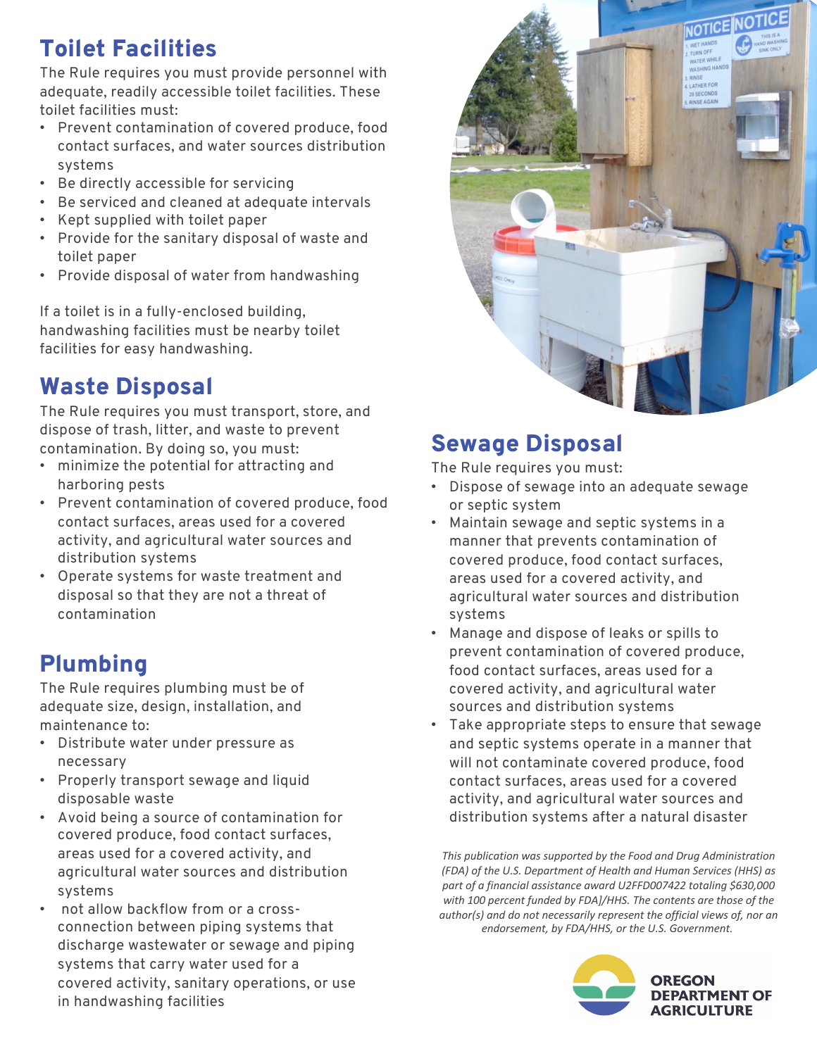## Toilet Facilities

The Rule requires you must provide personnel with adequate, readily accessible toilet facilities. These toilet facilities must:

- Prevent contamination of covered produce, food contact surfaces, and water sources distribution systems
- Be directly accessible for servicing
- Be serviced and cleaned at adequate intervals
- Kept supplied with toilet paper
- Provide for the sanitary disposal of waste and toilet paper
- Provide disposal of water from handwashing

If a toilet is in a fully-enclosed building, handwashing facilities must be nearby toilet facilities for easy handwashing.

## Waste Disposal

The Rule requires you must transport, store, and dispose of trash, litter, and waste to prevent contamination. By doing so, you must:

- minimize the potential for attracting and harboring pests
- Prevent contamination of covered produce, food contact surfaces, areas used for a covered activity, and agricultural water sources and distribution systems
- Operate systems for waste treatment and disposal so that they are not a threat of contamination

## Plumbing

The Rule requires plumbing must be of adequate size, design, installation, and maintenance to:

- Distribute water under pressure as necessary
- Properly transport sewage and liquid disposable waste
- Avoid being a source of contamination for covered produce, food contact surfaces, areas used for a covered activity, and agricultural water sources and distribution systems
- not allow backflow from or a cross-connection between piping systems that discharge wastewater or sewage and piping systems that carry water used for a covered activity, sanitary operations, or use in handwashing facilities

## Sewage Disposal

The Rule requires you must:

- Dispose of sewage into an adequate sewage or septic system
- Maintain sewage and septic systems in a manner that prevents contamination of covered produce, food contact surfaces, areas used for a covered activity, and agricultural water sources and distribution systems
- Manage and dispose of leaks or spills to prevent contamination of covered produce, food contact surfaces, areas used for a covered activity, and agricultural water sources and distribution systems
- Take appropriate steps to ensure that sewage and septic systems operate in a manner that will not contaminate covered produce, food contact surfaces, areas used for a covered activity, and agricultural water sources and distribution systems after a natural disaster

*This publication was supported by the Food and Drug Administration (FDA) of the U.S. Department of Health and Human Services (HHS) as part of a financial assistance award U2FFD007422 totaling $630,000 with 100 percent funded by FDA]/HHS. The contents are those of the author(s) and do not necessarily represent the official views of, nor an endorsement, by FDA/HHS, or the U.S. Government.*

OREGON DEPARTMENT OF AGRICULTURE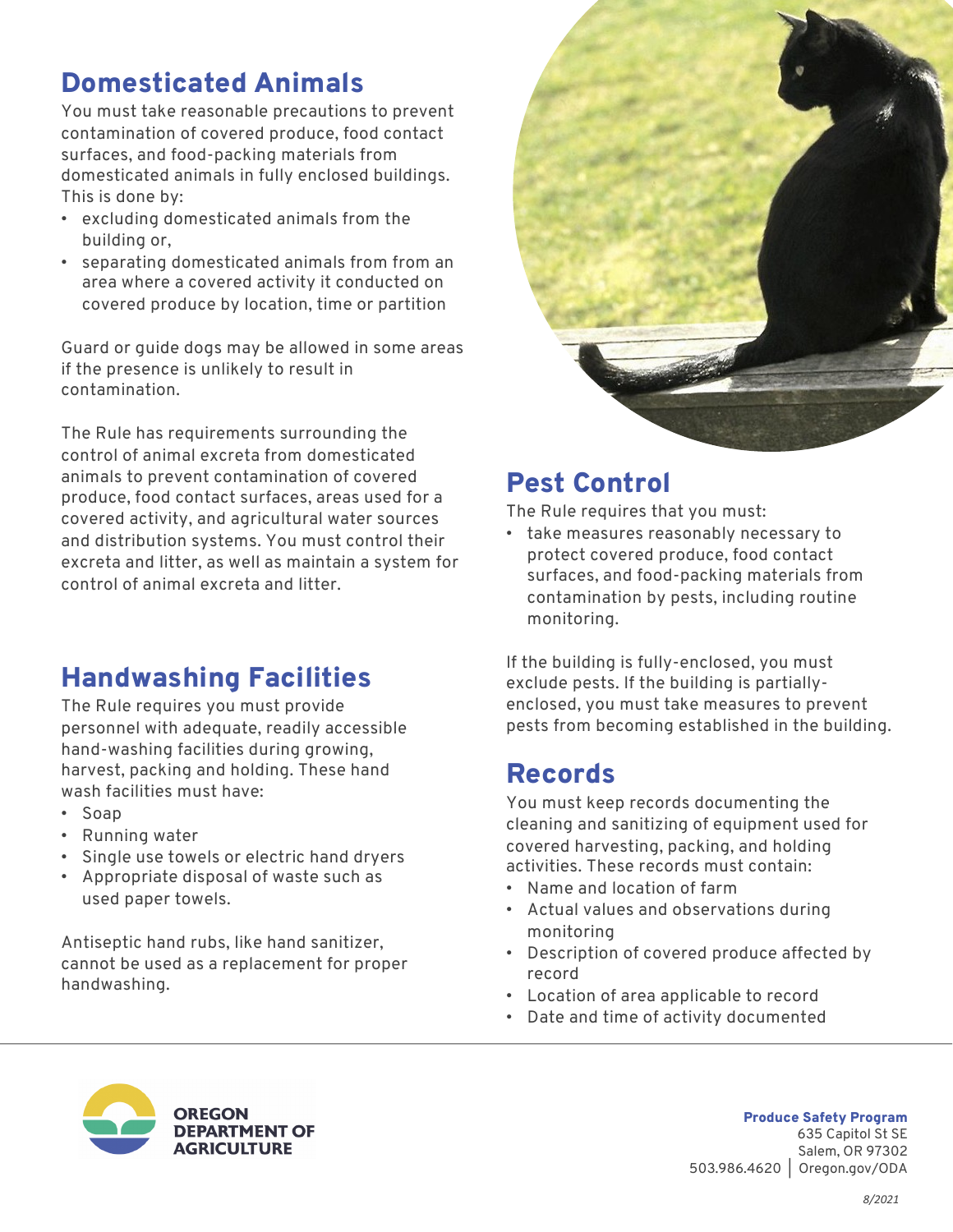## Domesticated Animals

You must take reasonable precautions to prevent contamination of covered produce, food contact surfaces, and food-packing materials from domesticated animals in fully enclosed buildings. This is done by:

- excluding domesticated animals from the building or,
- separating domesticated animals from from an area where a covered activity it conducted on covered produce by location, time or partition

Guard or guide dogs may be allowed in some areas if the presence is unlikely to result in contamination.

The Rule has requirements surrounding the control of animal excreta from domesticated animals to prevent contamination of covered produce, food contact surfaces, areas used for a covered activity, and agricultural water sources and distribution systems. You must control their excreta and litter, as well as maintain a system for control of animal excreta and litter.

## Handwashing Facilities

The Rule requires you must provide personnel with adequate, readily accessible hand-washing facilities during growing, harvest, packing and holding. These hand wash facilities must have:

- Soap
- Running water
- Single use towels or electric hand dryers
- Appropriate disposal of waste such as used paper towels.

Antiseptic hand rubs, like hand sanitizer, cannot be used as a replacement for proper handwashing.

## Pest Control

The Rule requires that you must:

- take measures reasonably necessary to protect covered produce, food contact surfaces, and food-packing materials from contamination by pests, including routine monitoring.

If the building is fully-enclosed, you must exclude pests. If the building is partially-enclosed, you must take measures to prevent pests from becoming established in the building.

## Records

You must keep records documenting the cleaning and sanitizing of equipment used for covered harvesting, packing, and holding activities. These records must contain:

- Name and location of farm
- Actual values and observations during monitoring
- Description of covered produce affected by record
- Location of area applicable to record
- Date and time of activity documented

OREGON DEPARTMENT OF AGRICULTURE

**Produce Safety Program**
635 Capitol St SE
Salem, OR 97302
503.986.4620 | Oregon.gov/ODA

*8/2021*